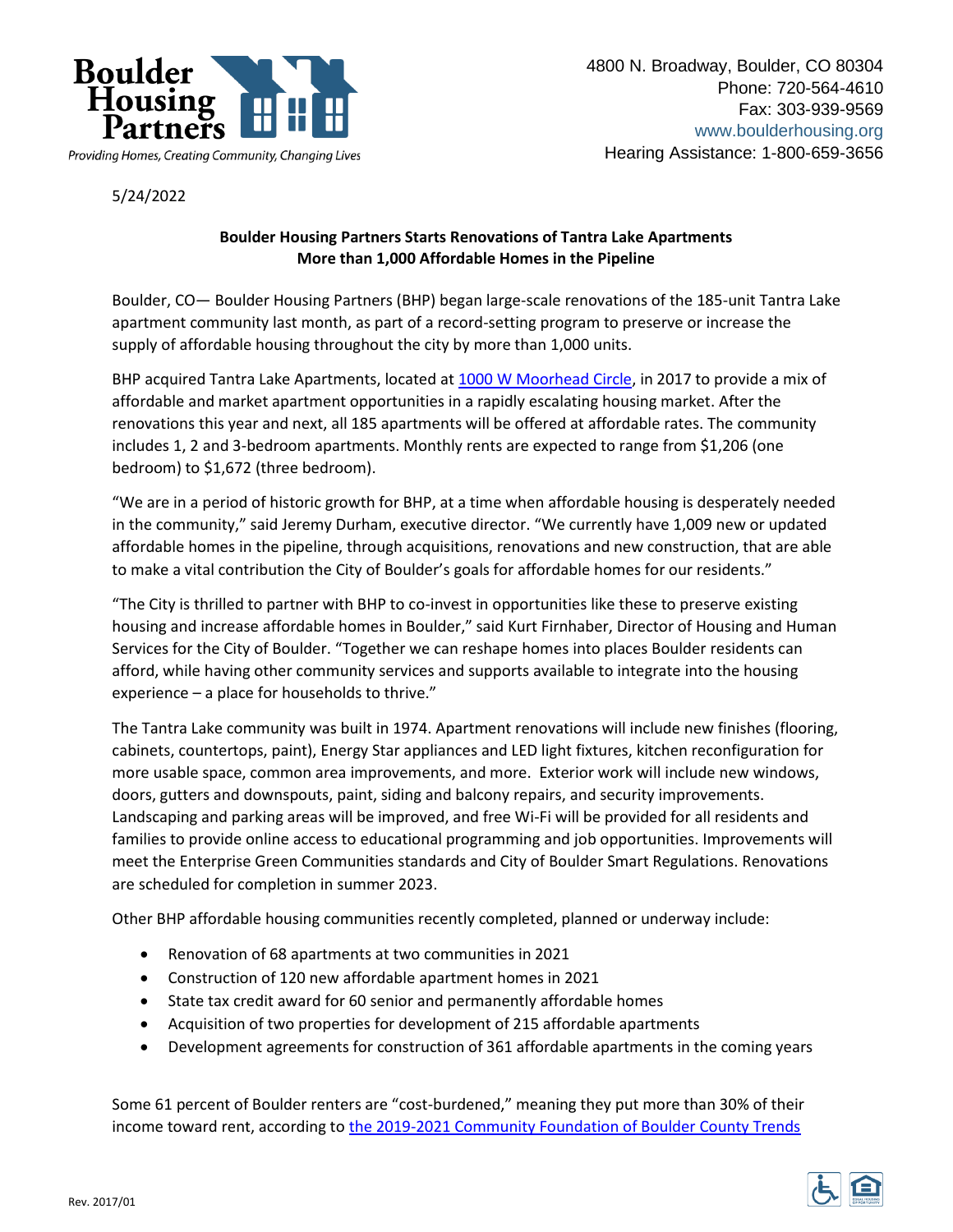Boulder Housing Partners

*Providing Homes, Creating Community, Changing Lives*

4800 N. Broadway, Boulder, CO 80304
Phone: 720-564-4610
Fax: 303-939-9569
www.boulderhousing.org
Hearing Assistance: 1-800-659-3656

5/24/2022

**Boulder Housing Partners Starts Renovations of Tantra Lake Apartments**
**More than 1,000 Affordable Homes in the Pipeline**

Boulder, CO— Boulder Housing Partners (BHP) began large-scale renovations of the 185-unit Tantra Lake apartment community last month, as part of a record-setting program to preserve or increase the supply of affordable housing throughout the city by more than 1,000 units.

BHP acquired Tantra Lake Apartments, located at [1000 W Moorhead Circle](), in 2017 to provide a mix of affordable and market apartment opportunities in a rapidly escalating housing market. After the renovations this year and next, all 185 apartments will be offered at affordable rates. The community includes 1, 2 and 3-bedroom apartments. Monthly rents are expected to range from $1,206 (one bedroom) to $1,672 (three bedroom).

"We are in a period of historic growth for BHP, at a time when affordable housing is desperately needed in the community," said Jeremy Durham, executive director. "We currently have 1,009 new or updated affordable homes in the pipeline, through acquisitions, renovations and new construction, that are able to make a vital contribution the City of Boulder's goals for affordable homes for our residents."

"The City is thrilled to partner with BHP to co-invest in opportunities like these to preserve existing housing and increase affordable homes in Boulder," said Kurt Firnhaber, Director of Housing and Human Services for the City of Boulder. "Together we can reshape homes into places Boulder residents can afford, while having other community services and supports available to integrate into the housing experience – a place for households to thrive."

The Tantra Lake community was built in 1974. Apartment renovations will include new finishes (flooring, cabinets, countertops, paint), Energy Star appliances and LED light fixtures, kitchen reconfiguration for more usable space, common area improvements, and more. Exterior work will include new windows, doors, gutters and downspouts, paint, siding and balcony repairs, and security improvements. Landscaping and parking areas will be improved, and free Wi-Fi will be provided for all residents and families to provide online access to educational programming and job opportunities. Improvements will meet the Enterprise Green Communities standards and City of Boulder Smart Regulations. Renovations are scheduled for completion in summer 2023.

Other BHP affordable housing communities recently completed, planned or underway include:

- Renovation of 68 apartments at two communities in 2021
- Construction of 120 new affordable apartment homes in 2021
- State tax credit award for 60 senior and permanently affordable homes
- Acquisition of two properties for development of 215 affordable apartments
- Development agreements for construction of 361 affordable apartments in the coming years

Some 61 percent of Boulder renters are "cost-burdened," meaning they put more than 30% of their income toward rent, according to [the 2019-2021 Community Foundation of Boulder County Trends]()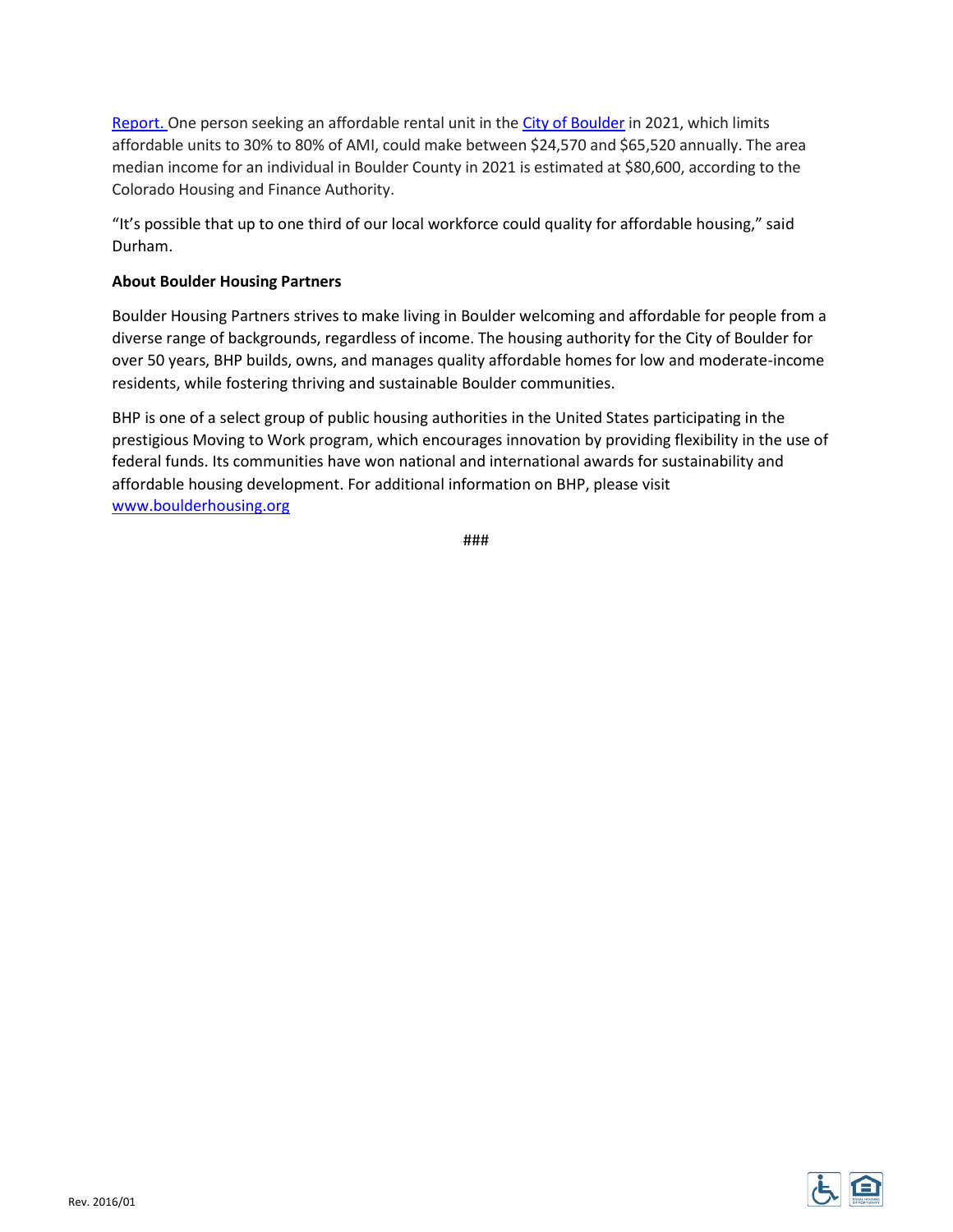Report. One person seeking an affordable rental unit in the City of Boulder in 2021, which limits affordable units to 30% to 80% of AMI, could make between $24,570 and $65,520 annually. The area median income for an individual in Boulder County in 2021 is estimated at $80,600, according to the Colorado Housing and Finance Authority.

"It's possible that up to one third of our local workforce could quality for affordable housing," said Durham.

**About Boulder Housing Partners**

Boulder Housing Partners strives to make living in Boulder welcoming and affordable for people from a diverse range of backgrounds, regardless of income. The housing authority for the City of Boulder for over 50 years, BHP builds, owns, and manages quality affordable homes for low and moderate-income residents, while fostering thriving and sustainable Boulder communities.

BHP is one of a select group of public housing authorities in the United States participating in the prestigious Moving to Work program, which encourages innovation by providing flexibility in the use of federal funds. Its communities have won national and international awards for sustainability and affordable housing development. For additional information on BHP, please visit www.boulderhousing.org

###

Rev. 2016/01